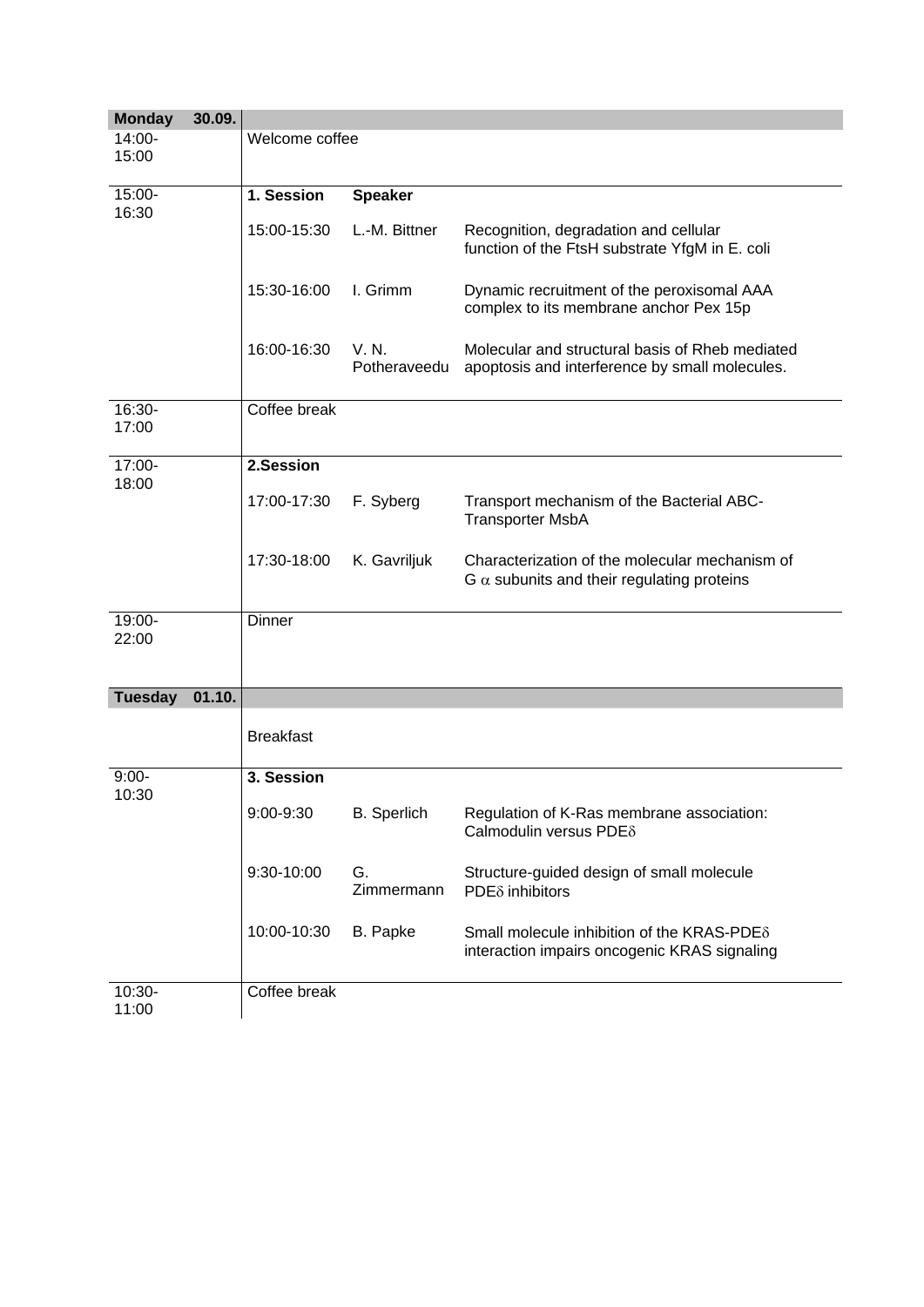| **Monday** **30.09.** | | | |
|---|---|---|---|
| 14:00-15:00 | Welcome coffee | | |
| 15:00-16:30 | **1. Session** | **Speaker** | |
| | 15:00-15:30 | L.-M. Bittner | Recognition, degradation and cellular function of the FtsH substrate YfgM in E. coli |
| | 15:30-16:00 | I. Grimm | Dynamic recruitment of the peroxisomal AAA complex to its membrane anchor Pex 15p |
| | 16:00-16:30 | V. N. Potheraveedu | Molecular and structural basis of Rheb mediated apoptosis and interference by small molecules. |
| 16:30-17:00 | Coffee break | | |
| 17:00-18:00 | **2.Session** | | |
| | 17:00-17:30 | F. Syberg | Transport mechanism of the Bacterial ABC-Transporter MsbA |
| | 17:30-18:00 | K. Gavriljuk | Characterization of the molecular mechanism of G $\alpha$ subunits and their regulating proteins |
| 19:00-22:00 | Dinner | | |

| **Tuesday** **01.10.** | | | |
|---|---|---|---|
| | Breakfast | | |
| 9:00-10:30 | **3. Session** | | |
| | 9:00-9:30 | B. Sperlich | Regulation of K-Ras membrane association: Calmodulin versus PDE$\delta$ |
| | 9:30-10:00 | G. Zimmermann | Structure-guided design of small molecule PDE$\delta$ inhibitors |
| | 10:00-10:30 | B. Papke | Small molecule inhibition of the KRAS-PDE$\delta$ interaction impairs oncogenic KRAS signaling |
| 10:30-11:00 | Coffee break | | |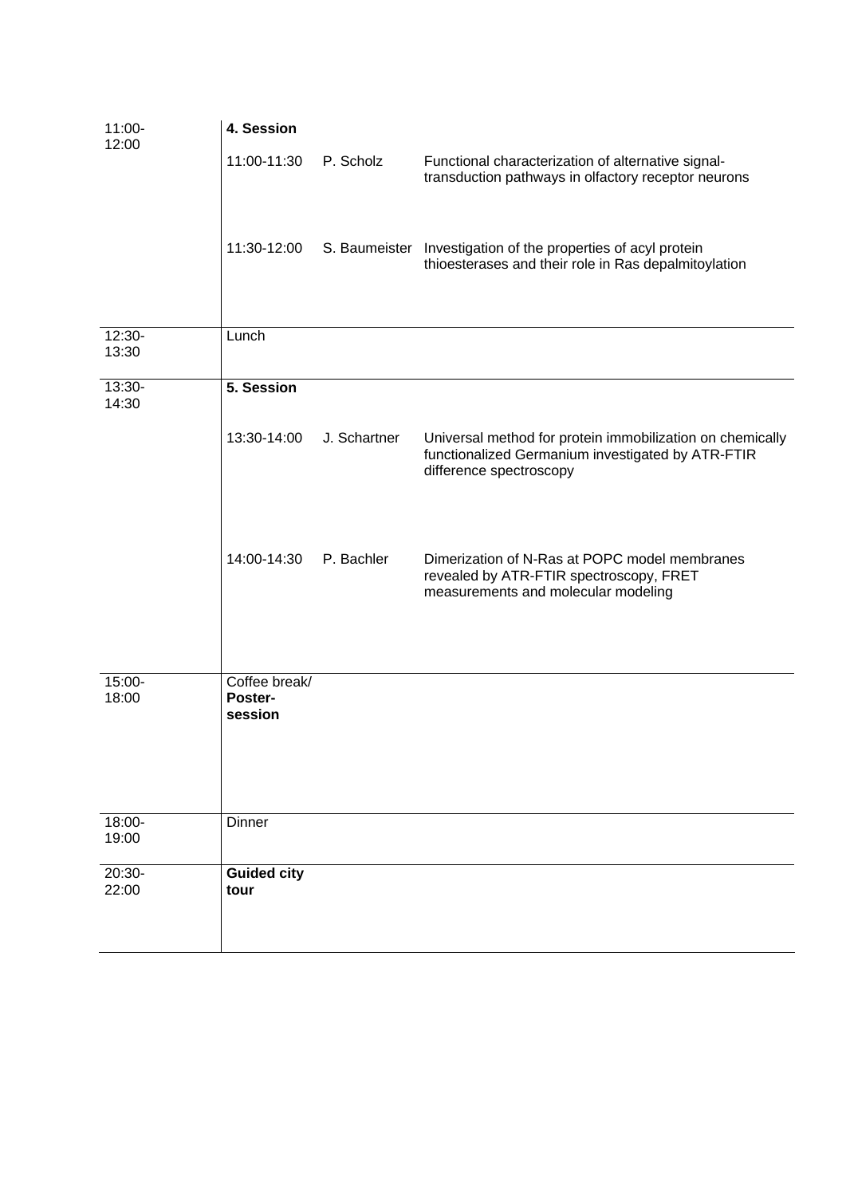| | | | |
|---|---|---|---|
| 11:00-12:00 | **4. Session** | | |
| | 11:00-11:30 | P. Scholz | Functional characterization of alternative signal-transduction pathways in olfactory receptor neurons |
| | 11:30-12:00 | S. Baumeister | Investigation of the properties of acyl protein thioesterases and their role in Ras depalmitoylation |
| 12:30-13:30 | Lunch | | |
| 13:30-14:30 | **5. Session** | | |
| | 13:30-14:00 | J. Schartner | Universal method for protein immobilization on chemically functionalized Germanium investigated by ATR-FTIR difference spectroscopy |
| | 14:00-14:30 | P. Bachler | Dimerization of N-Ras at POPC model membranes revealed by ATR-FTIR spectroscopy, FRET measurements and molecular modeling |
| 15:00-18:00 | Coffee break/ **Poster-session** | | |
| 18:00-19:00 | Dinner | | |
| 20:30-22:00 | **Guided city tour** | | |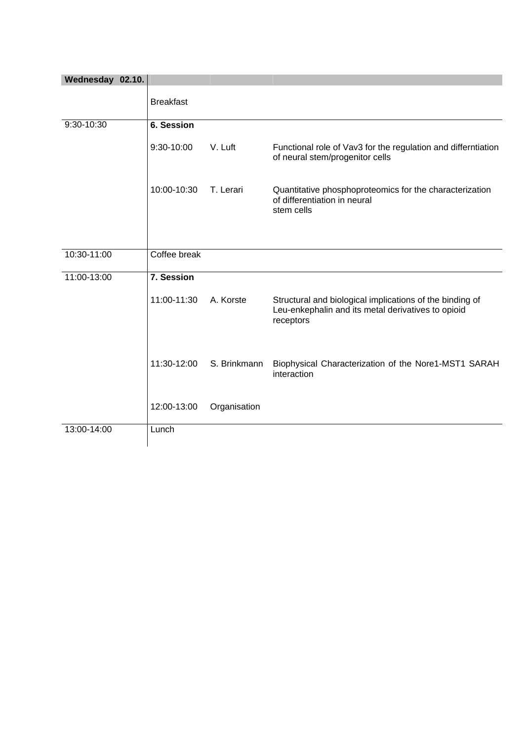| Wednesday 02.10. | | | |
|---|---|---|---|
| | Breakfast | | |
| 9:30-10:30 | **6. Session** | | |
| | 9:30-10:00 | V. Luft | Functional role of Vav3 for the regulation and differntiation of neural stem/progenitor cells |
| | 10:00-10:30 | T. Lerari | Quantitative phosphoproteomics for the characterization of differentiation in neural stem cells |
| 10:30-11:00 | Coffee break | | |
| 11:00-13:00 | **7. Session** | | |
| | 11:00-11:30 | A. Korste | Structural and biological implications of the binding of Leu-enkephalin and its metal derivatives to opioid receptors |
| | 11:30-12:00 | S. Brinkmann | Biophysical Characterization of the Nore1-MST1 SARAH interaction |
| | 12:00-13:00 | Organisation | |
| 13:00-14:00 | Lunch | | |